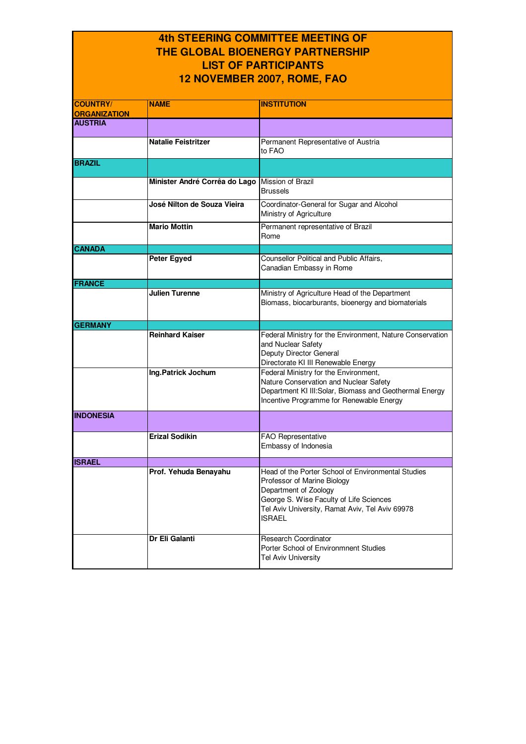# 4th STEERING COMMITTEE MEETING OF THE GLOBAL BIOENERGY PARTNERSHIP
# LIST OF PARTICIPANTS
# 12 NOVEMBER 2007, ROME, FAO

| COUNTRY/ ORGANIZATION | NAME | INSTITUTION |
|---|---|---|
| **AUSTRIA** | | |
| | **Natalie Feistritzer** | Permanent Representative of Austria to FAO |
| **BRAZIL** | | |
| | **Minister André Corrêa do Lago** | Mission of Brazil Brussels |
| | **José Nilton de Souza Vieira** | Coordinator-General for Sugar and Alcohol Ministry of Agriculture |
| | **Mario Mottin** | Permanent representative of Brazil Rome |
| **CANADA** | | |
| | **Peter Egyed** | Counsellor Political and Public Affairs, Canadian Embassy in Rome |
| **FRANCE** | | |
| | **Julien Turenne** | Ministry of Agriculture Head of the Department Biomass, biocarburants, bioenergy and biomaterials |
| **GERMANY** | | |
| | **Reinhard Kaiser** | Federal Ministry for the Environment, Nature Conservation and Nuclear Safety Deputy Director General Directorate KI III Renewable Energy |
| | **Ing.Patrick Jochum** | Federal Ministry for the Environment, Nature Conservation and Nuclear Safety Department KI III:Solar, Biomass and Geothermal Energy Incentive Programme for Renewable Energy |
| **INDONESIA** | | |
| | **Erizal Sodikin** | FAO Representative Embassy of Indonesia |
| **ISRAEL** | | |
| | **Prof. Yehuda Benayahu** | Head of the Porter School of Environmental Studies Professor of Marine Biology Department of Zoology George S. Wise Faculty of Life Sciences Tel Aviv University, Ramat Aviv, Tel Aviv 69978 ISRAEL |
| | **Dr Eli Galanti** | Research Coordinator Porter School of Environmnent Studies Tel Aviv University |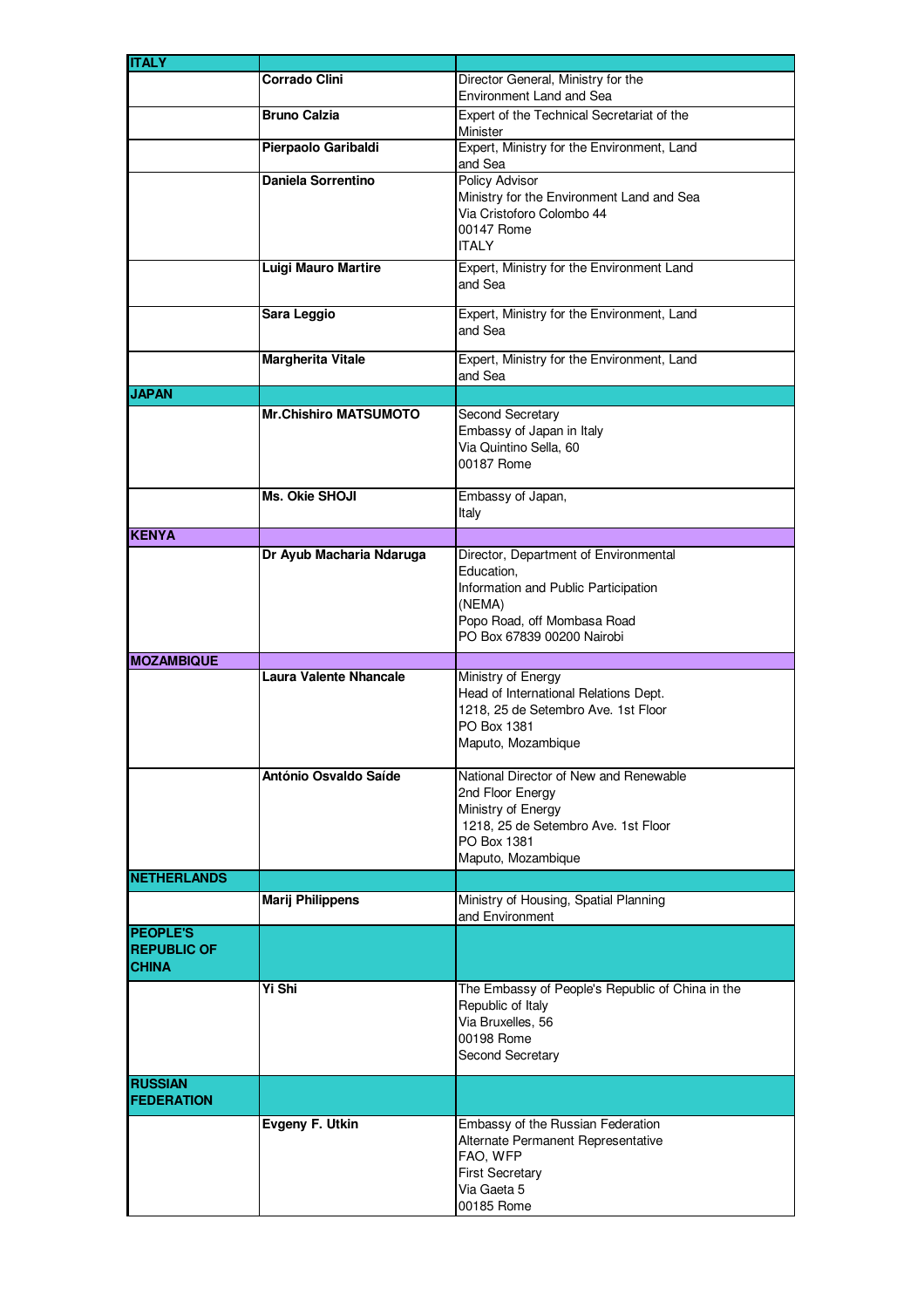| | | |
|---|---|---|
| **ITALY** | | |
| | **Corrado Clini** | Director General, Ministry for the Environment Land and Sea |
| | **Bruno Calzia** | Expert of the Technical Secretariat of the Minister |
| | **Pierpaolo Garibaldi** | Expert, Ministry for the Environment, Land and Sea |
| | **Daniela Sorrentino** | Policy Advisor<br>Ministry for the Environment Land and Sea<br>Via Cristoforo Colombo 44<br>00147 Rome<br>ITALY |
| | **Luigi Mauro Martire** | Expert, Ministry for the Environment Land and Sea |
| | **Sara Leggio** | Expert, Ministry for the Environment, Land and Sea |
| | **Margherita Vitale** | Expert, Ministry for the Environment, Land and Sea |
| **JAPAN** | | |
| | **Mr.Chishiro MATSUMOTO** | Second Secretary<br>Embassy of Japan in Italy<br>Via Quintino Sella, 60<br>00187 Rome |
| | **Ms. Okie SHOJI** | Embassy of Japan,<br>Italy |
| **KENYA** | | |
| | **Dr Ayub Macharia Ndaruga** | Director, Department of Environmental Education,<br>Information and Public Participation (NEMA)<br>Popo Road, off Mombasa Road<br>PO Box 67839 00200 Nairobi |
| **MOZAMBIQUE** | | |
| | **Laura Valente Nhancale** | Ministry of Energy<br>Head of International Relations Dept.<br>1218, 25 de Setembro Ave. 1st Floor<br>PO Box 1381<br>Maputo, Mozambique |
| | **António Osvaldo Saíde** | National Director of New and Renewable<br>2nd Floor Energy<br>Ministry of Energy<br>1218, 25 de Setembro Ave. 1st Floor<br>PO Box 1381<br>Maputo, Mozambique |
| **NETHERLANDS** | | |
| | **Marij Philippens** | Ministry of Housing, Spatial Planning and Environment |
| **PEOPLE'S REPUBLIC OF CHINA** | | |
| | **Yi Shi** | The Embassy of People's Republic of China in the Republic of Italy<br>Via Bruxelles, 56<br>00198 Rome<br>Second Secretary |
| **RUSSIAN FEDERATION** | | |
| | **Evgeny F. Utkin** | Embassy of the Russian Federation<br>Alternate Permanent Representative<br>FAO, WFP<br>First Secretary<br>Via Gaeta 5<br>00185 Rome |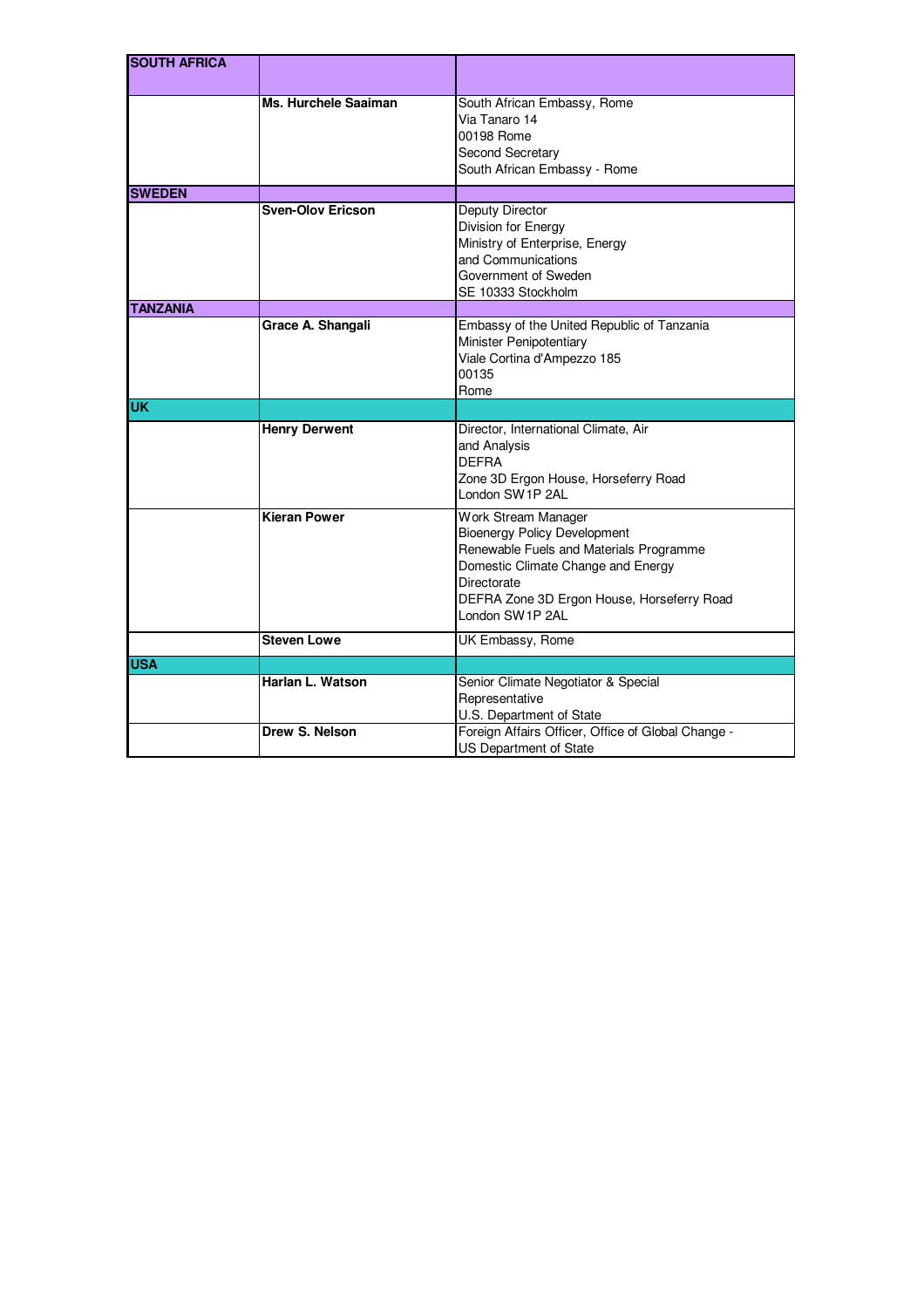| | | |
|---|---|---|
| **SOUTH AFRICA** | | |
| | **Ms. Hurchele Saaiman** | South African Embassy, Rome<br>Via Tanaro 14<br>00198 Rome<br>Second Secretary<br>South African Embassy - Rome |
| **SWEDEN** | | |
| | **Sven-Olov Ericson** | Deputy Director<br>Division for Energy<br>Ministry of Enterprise, Energy<br>and Communications<br>Government of Sweden<br>SE 10333 Stockholm |
| **TANZANIA** | | |
| | **Grace A. Shangali** | Embassy of the United Republic of Tanzania<br>Minister Penipotentiary<br>Viale Cortina d'Ampezzo 185<br>00135<br>Rome |
| **UK** | | |
| | **Henry Derwent** | Director, International Climate, Air<br>and Analysis<br>DEFRA<br>Zone 3D Ergon House, Horseferry Road<br>London SW1P 2AL |
| | **Kieran Power** | Work Stream Manager<br>Bioenergy Policy Development<br>Renewable Fuels and Materials Programme<br>Domestic Climate Change and Energy<br>Directorate<br>DEFRA Zone 3D Ergon House, Horseferry Road<br>London SW1P 2AL |
| | **Steven Lowe** | UK Embassy, Rome |
| **USA** | | |
| | **Harlan L. Watson** | Senior Climate Negotiator & Special<br>Representative<br>U.S. Department of State |
| | **Drew S. Nelson** | Foreign Affairs Officer, Office of Global Change -<br>US Department of State |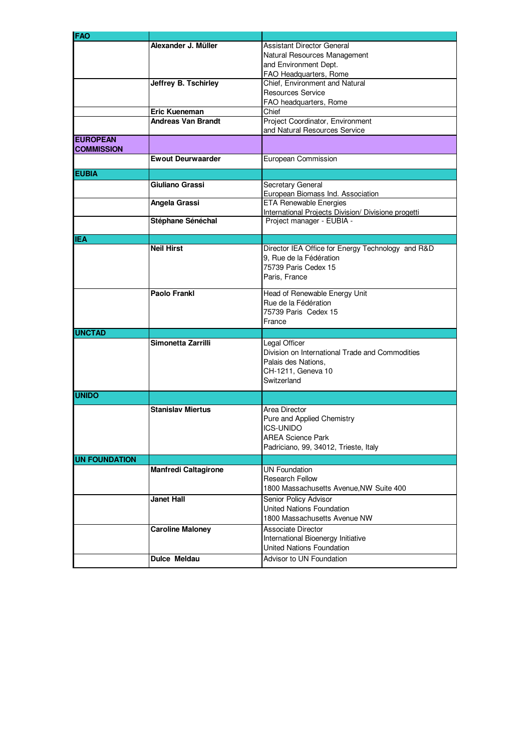| FAO | | |
|---|---|---|
| | **Alexander J. Müller** | Assistant Director General<br>Natural Resources Management<br>and Environment Dept.<br>FAO Headquarters, Rome |
| | **Jeffrey B. Tschirley** | Chief, Environment and Natural<br>Resources Service<br>FAO headquarters, Rome |
| | **Eric Kueneman** | Chief |
| | **Andreas Van Brandt** | Project Coordinator, Environment<br>and Natural Resources Service |
| **EUROPEAN COMMISSION** | | |
| | **Ewout Deurwaarder** | European Commission |
| **EUBIA** | | |
| | **Giuliano Grassi** | Secretary General<br>European Biomass Ind. Association |
| | **Angela Grassi** | ETA Renewable Energies<br>International Projects Division/ Divisione progetti |
| | **Stéphane Sénéchal** | Project manager - EUBIA - |
| **IEA** | | |
| | **Neil Hirst** | Director IEA Office for Energy Technology and R&D<br>9, Rue de la Fédération<br>75739 Paris Cedex 15<br>Paris, France |
| | **Paolo Frankl** | Head of Renewable Energy Unit<br>Rue de la Fédération<br>75739 Paris Cedex 15<br>France |
| **UNCTAD** | | |
| | **Simonetta Zarrilli** | Legal Officer<br>Division on International Trade and Commodities<br>Palais des Nations,<br>CH-1211, Geneva 10<br>Switzerland |
| **UNIDO** | | |
| | **Stanislav Miertus** | Area Director<br>Pure and Applied Chemistry<br>ICS-UNIDO<br>AREA Science Park<br>Padriciano, 99, 34012, Trieste, Italy |
| **UN FOUNDATION** | | |
| | **Manfredi Caltagirone** | UN Foundation<br>Research Fellow<br>1800 Massachusetts Avenue,NW Suite 400 |
| | **Janet Hall** | Senior Policy Advisor<br>United Nations Foundation<br>1800 Massachusetts Avenue NW |
| | **Caroline Maloney** | Associate Director<br>International Bioenergy Initiative<br>United Nations Foundation |
| | **Dulce Meldau** | Advisor to UN Foundation |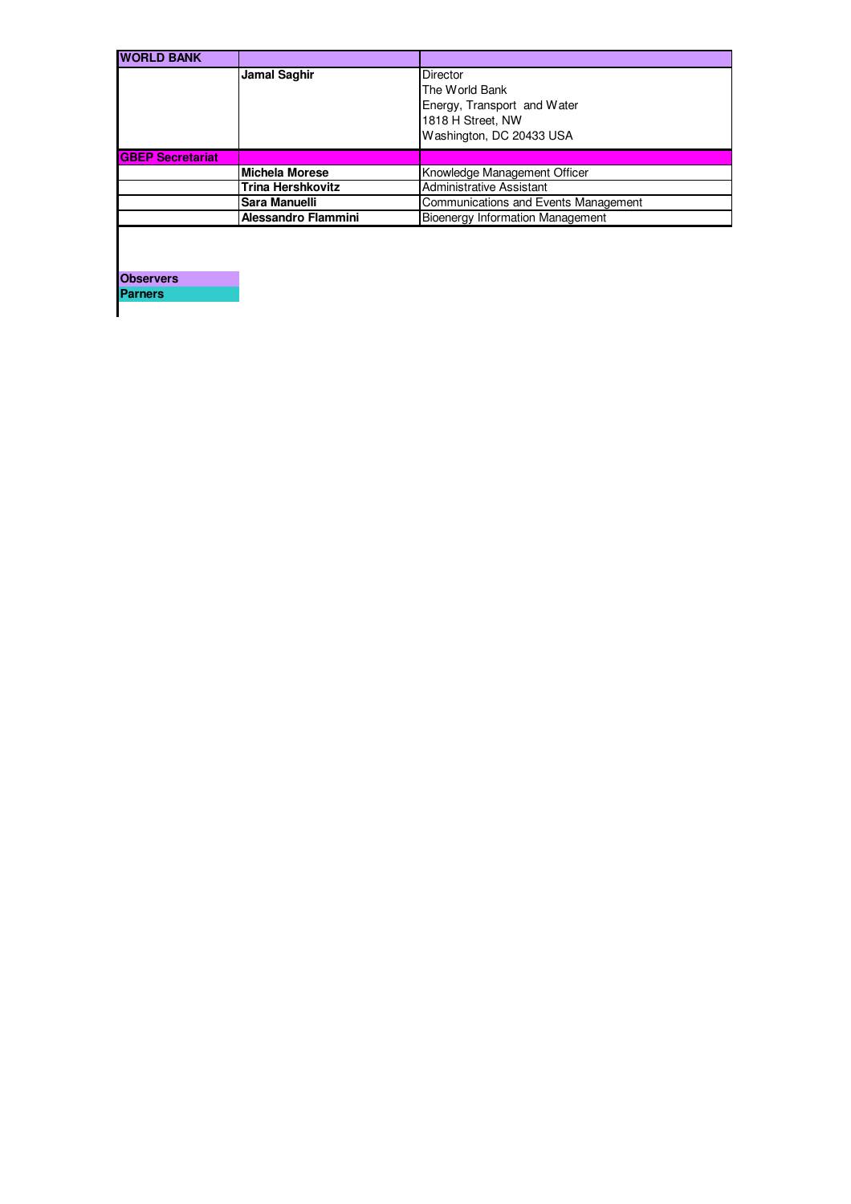| | | |
|---|---|---|
| **WORLD BANK** | | |
| | **Jamal Saghir** | Director<br>The World Bank<br>Energy, Transport and Water<br>1818 H Street, NW<br>Washington, DC 20433 USA |
| **GBEP Secretariat** | | |
| | **Michela Morese** | Knowledge Management Officer |
| | **Trina Hershkovitz** | Administrative Assistant |
| | **Sara Manuelli** | Communications and Events Management |
| | **Alessandro Flammini** | Bioenergy Information Management |

| |
|---|
| **Observers** |
| **Parners** |